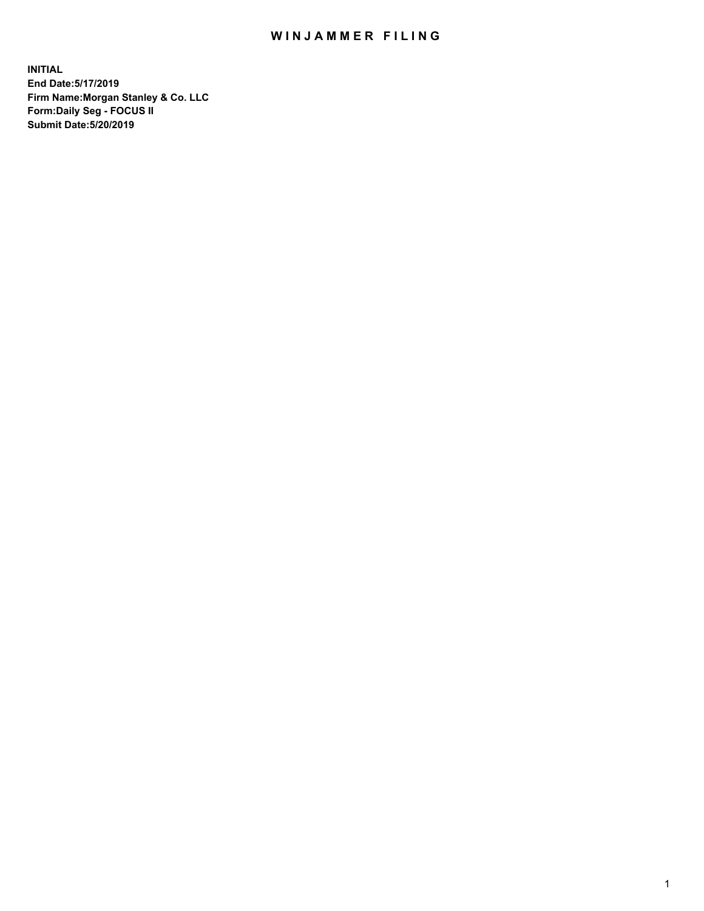# WINJAMMER FILING

**INITIAL**
**End Date:5/17/2019**
**Firm Name:Morgan Stanley & Co. LLC**
**Form:Daily Seg - FOCUS II**
**Submit Date:5/20/2019**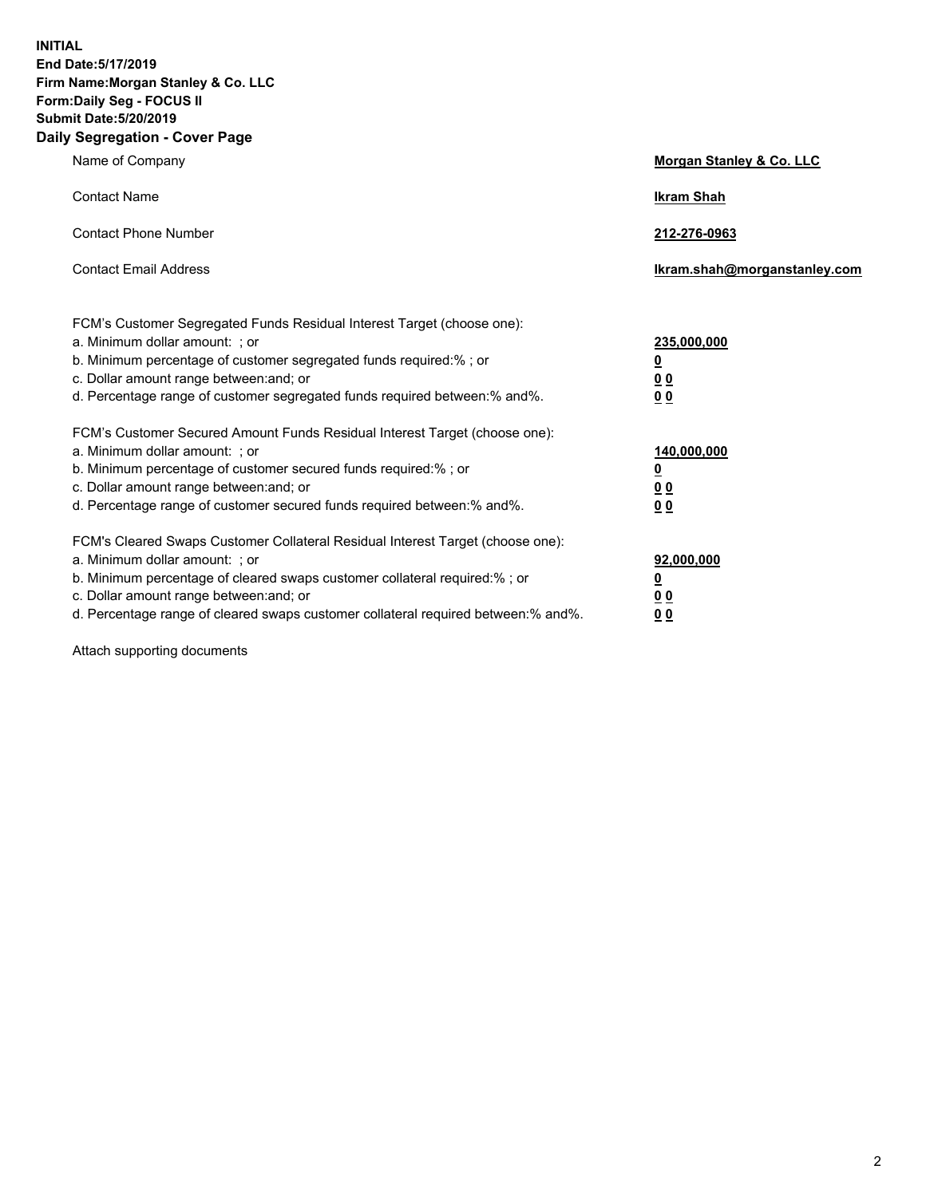**INITIAL**
**End Date:5/17/2019**
**Firm Name:Morgan Stanley & Co. LLC**
**Form:Daily Seg - FOCUS II**
**Submit Date:5/20/2019**
**Daily Segregation - Cover Page**

| | |
|---|---|
| Name of Company | **Morgan Stanley & Co. LLC** |
| Contact Name | **Ikram Shah** |
| Contact Phone Number | **212-276-0963** |
| Contact Email Address | **Ikram.shah@morganstanley.com** |

FCM's Customer Segregated Funds Residual Interest Target (choose one):

| | |
|---|---|
| a. Minimum dollar amount: ; or | **235,000,000** |
| b. Minimum percentage of customer segregated funds required:% ; or | **0** |
| c. Dollar amount range between:and; or | **0 0** |
| d. Percentage range of customer segregated funds required between:% and%. | **0 0** |

FCM's Customer Secured Amount Funds Residual Interest Target (choose one):

| | |
|---|---|
| a. Minimum dollar amount: ; or | **140,000,000** |
| b. Minimum percentage of customer secured funds required:% ; or | **0** |
| c. Dollar amount range between:and; or | **0 0** |
| d. Percentage range of customer secured funds required between:% and%. | **0 0** |

FCM's Cleared Swaps Customer Collateral Residual Interest Target (choose one):

| | |
|---|---|
| a. Minimum dollar amount: ; or | **92,000,000** |
| b. Minimum percentage of cleared swaps customer collateral required:% ; or | **0** |
| c. Dollar amount range between:and; or | **0 0** |
| d. Percentage range of cleared swaps customer collateral required between:% and%. | **0 0** |

Attach supporting documents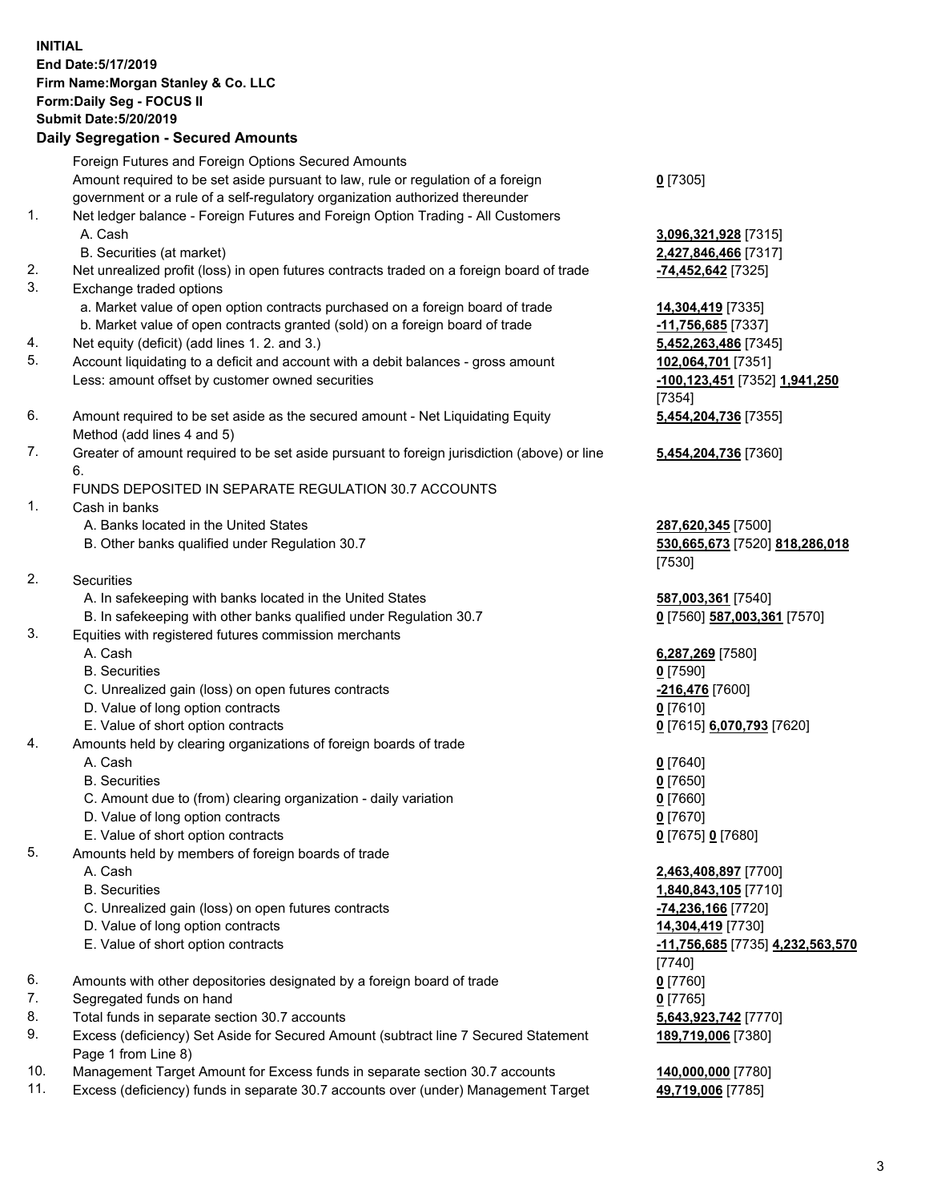**INITIAL**
**End Date:5/17/2019**
**Firm Name:Morgan Stanley & Co. LLC**
**Form:Daily Seg - FOCUS II**
**Submit Date:5/20/2019**

**Daily Segregation - Secured Amounts**

| | | |
|---|---|---|
| | Foreign Futures and Foreign Options Secured Amounts | |
| | Amount required to be set aside pursuant to law, rule or regulation of a foreign government or a rule of a self-regulatory organization authorized thereunder | **0** [7305] |
| 1. | Net ledger balance - Foreign Futures and Foreign Option Trading - All Customers | |
| | A. Cash | **3,096,321,928** [7315] |
| | B. Securities (at market) | **2,427,846,466** [7317] |
| 2. | Net unrealized profit (loss) in open futures contracts traded on a foreign board of trade | **-74,452,642** [7325] |
| 3. | Exchange traded options | |
| | a. Market value of open option contracts purchased on a foreign board of trade | **14,304,419** [7335] |
| | b. Market value of open contracts granted (sold) on a foreign board of trade | **-11,756,685** [7337] |
| 4. | Net equity (deficit) (add lines 1. 2. and 3.) | **5,452,263,486** [7345] |
| 5. | Account liquidating to a deficit and account with a debit balances - gross amount | **102,064,701** [7351] |
| | Less: amount offset by customer owned securities | **-100,123,451** [7352] **1,941,250** [7354] |
| 6. | Amount required to be set aside as the secured amount - Net Liquidating Equity Method (add lines 4 and 5) | **5,454,204,736** [7355] |
| 7. | Greater of amount required to be set aside pursuant to foreign jurisdiction (above) or line 6. | **5,454,204,736** [7360] |
| | FUNDS DEPOSITED IN SEPARATE REGULATION 30.7 ACCOUNTS | |
| 1. | Cash in banks | |
| | A. Banks located in the United States | **287,620,345** [7500] |
| | B. Other banks qualified under Regulation 30.7 | **530,665,673** [7520] **818,286,018** [7530] |
| 2. | Securities | |
| | A. In safekeeping with banks located in the United States | **587,003,361** [7540] |
| | B. In safekeeping with other banks qualified under Regulation 30.7 | **0** [7560] **587,003,361** [7570] |
| 3. | Equities with registered futures commission merchants | |
| | A. Cash | **6,287,269** [7580] |
| | B. Securities | **0** [7590] |
| | C. Unrealized gain (loss) on open futures contracts | **-216,476** [7600] |
| | D. Value of long option contracts | **0** [7610] |
| | E. Value of short option contracts | **0** [7615] **6,070,793** [7620] |
| 4. | Amounts held by clearing organizations of foreign boards of trade | |
| | A. Cash | **0** [7640] |
| | B. Securities | **0** [7650] |
| | C. Amount due to (from) clearing organization - daily variation | **0** [7660] |
| | D. Value of long option contracts | **0** [7670] |
| | E. Value of short option contracts | **0** [7675] **0** [7680] |
| 5. | Amounts held by members of foreign boards of trade | |
| | A. Cash | **2,463,408,897** [7700] |
| | B. Securities | **1,840,843,105** [7710] |
| | C. Unrealized gain (loss) on open futures contracts | **-74,236,166** [7720] |
| | D. Value of long option contracts | **14,304,419** [7730] |
| | E. Value of short option contracts | **-11,756,685** [7735] **4,232,563,570** [7740] |
| 6. | Amounts with other depositories designated by a foreign board of trade | **0** [7760] |
| 7. | Segregated funds on hand | **0** [7765] |
| 8. | Total funds in separate section 30.7 accounts | **5,643,923,742** [7770] |
| 9. | Excess (deficiency) Set Aside for Secured Amount (subtract line 7 Secured Statement Page 1 from Line 8) | **189,719,006** [7380] |
| 10. | Management Target Amount for Excess funds in separate section 30.7 accounts | **140,000,000** [7780] |
| 11. | Excess (deficiency) funds in separate 30.7 accounts over (under) Management Target | **49,719,006** [7785] |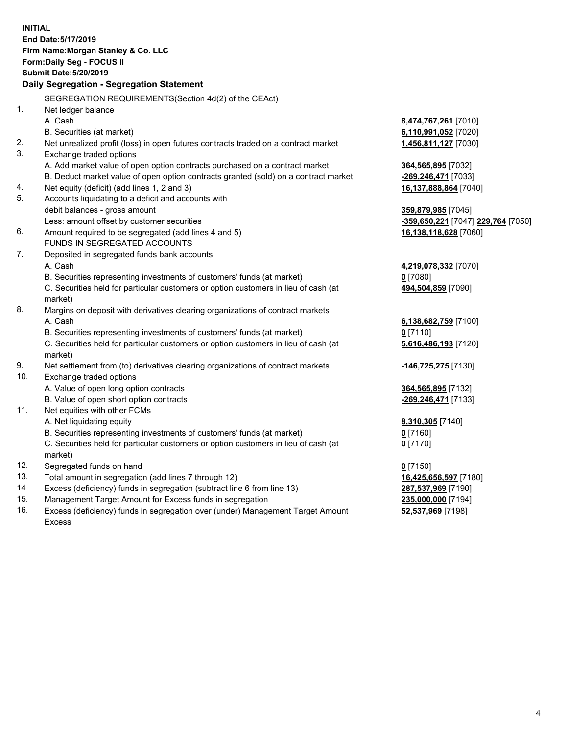**INITIAL**
**End Date:5/17/2019**
**Firm Name:Morgan Stanley & Co. LLC**
**Form:Daily Seg - FOCUS II**
**Submit Date:5/20/2019**

### Daily Segregation - Segregation Statement

SEGREGATION REQUIREMENTS(Section 4d(2) of the CEAct)

| | | |
|---|---|---|
| 1. | Net ledger balance | |
| | A. Cash | **8,474,767,261** [7010] |
| | B. Securities (at market) | **6,110,991,052** [7020] |
| 2. | Net unrealized profit (loss) in open futures contracts traded on a contract market | **1,456,811,127** [7030] |
| 3. | Exchange traded options | |
| | A. Add market value of open option contracts purchased on a contract market | **364,565,895** [7032] |
| | B. Deduct market value of open option contracts granted (sold) on a contract market | **-269,246,471** [7033] |
| 4. | Net equity (deficit) (add lines 1, 2 and 3) | **16,137,888,864** [7040] |
| 5. | Accounts liquidating to a deficit and accounts with | |
| | debit balances - gross amount | **359,879,985** [7045] |
| | Less: amount offset by customer securities | **-359,650,221** [7047] **229,764** [7050] |
| 6. | Amount required to be segregated (add lines 4 and 5) | **16,138,118,628** [7060] |
| | FUNDS IN SEGREGATED ACCOUNTS | |
| 7. | Deposited in segregated funds bank accounts | |
| | A. Cash | **4,219,078,332** [7070] |
| | B. Securities representing investments of customers' funds (at market) | **0** [7080] |
| | C. Securities held for particular customers or option customers in lieu of cash (at market) | **494,504,859** [7090] |
| 8. | Margins on deposit with derivatives clearing organizations of contract markets | |
| | A. Cash | **6,138,682,759** [7100] |
| | B. Securities representing investments of customers' funds (at market) | **0** [7110] |
| | C. Securities held for particular customers or option customers in lieu of cash (at market) | **5,616,486,193** [7120] |
| 9. | Net settlement from (to) derivatives clearing organizations of contract markets | **-146,725,275** [7130] |
| 10. | Exchange traded options | |
| | A. Value of open long option contracts | **364,565,895** [7132] |
| | B. Value of open short option contracts | **-269,246,471** [7133] |
| 11. | Net equities with other FCMs | |
| | A. Net liquidating equity | **8,310,305** [7140] |
| | B. Securities representing investments of customers' funds (at market) | **0** [7160] |
| | C. Securities held for particular customers or option customers in lieu of cash (at market) | **0** [7170] |
| 12. | Segregated funds on hand | **0** [7150] |
| 13. | Total amount in segregation (add lines 7 through 12) | **16,425,656,597** [7180] |
| 14. | Excess (deficiency) funds in segregation (subtract line 6 from line 13) | **287,537,969** [7190] |
| 15. | Management Target Amount for Excess funds in segregation | **235,000,000** [7194] |
| 16. | Excess (deficiency) funds in segregation over (under) Management Target Amount Excess | **52,537,969** [7198] |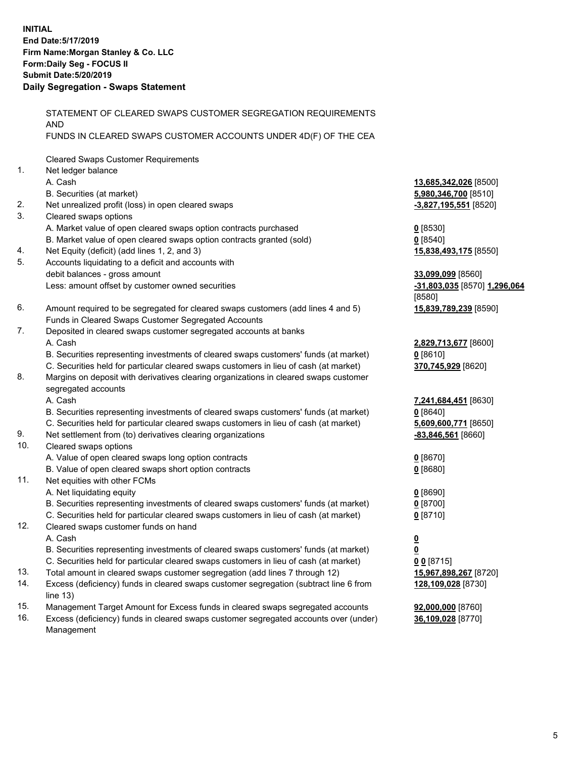**INITIAL**
**End Date:5/17/2019**
**Firm Name:Morgan Stanley & Co. LLC**
**Form:Daily Seg - FOCUS II**
**Submit Date:5/20/2019**
**Daily Segregation - Swaps Statement**

STATEMENT OF CLEARED SWAPS CUSTOMER SEGREGATION REQUIREMENTS AND FUNDS IN CLEARED SWAPS CUSTOMER ACCOUNTS UNDER 4D(F) OF THE CEA

| | | |
|---|---|---|
| | Cleared Swaps Customer Requirements | |
| 1. | Net ledger balance | |
| | A. Cash | **13,685,342,026** [8500] |
| | B. Securities (at market) | **5,980,346,700** [8510] |
| 2. | Net unrealized profit (loss) in open cleared swaps | **-3,827,195,551** [8520] |
| 3. | Cleared swaps options | |
| | A. Market value of open cleared swaps option contracts purchased | **0** [8530] |
| | B. Market value of open cleared swaps option contracts granted (sold) | **0** [8540] |
| 4. | Net Equity (deficit) (add lines 1, 2, and 3) | **15,838,493,175** [8550] |
| 5. | Accounts liquidating to a deficit and accounts with debit balances - gross amount | **33,099,099** [8560] |
| | Less: amount offset by customer owned securities | **-31,803,035** [8570] **1,296,064** [8580] |
| 6. | Amount required to be segregated for cleared swaps customers (add lines 4 and 5) | **15,839,789,239** [8590] |
| | Funds in Cleared Swaps Customer Segregated Accounts | |
| 7. | Deposited in cleared swaps customer segregated accounts at banks | |
| | A. Cash | **2,829,713,677** [8600] |
| | B. Securities representing investments of cleared swaps customers' funds (at market) | **0** [8610] |
| | C. Securities held for particular cleared swaps customers in lieu of cash (at market) | **370,745,929** [8620] |
| 8. | Margins on deposit with derivatives clearing organizations in cleared swaps customer segregated accounts | |
| | A. Cash | **7,241,684,451** [8630] |
| | B. Securities representing investments of cleared swaps customers' funds (at market) | **0** [8640] |
| | C. Securities held for particular cleared swaps customers in lieu of cash (at market) | **5,609,600,771** [8650] |
| 9. | Net settlement from (to) derivatives clearing organizations | **-83,846,561** [8660] |
| 10. | Cleared swaps options | |
| | A. Value of open cleared swaps long option contracts | **0** [8670] |
| | B. Value of open cleared swaps short option contracts | **0** [8680] |
| 11. | Net equities with other FCMs | |
| | A. Net liquidating equity | **0** [8690] |
| | B. Securities representing investments of cleared swaps customers' funds (at market) | **0** [8700] |
| | C. Securities held for particular cleared swaps customers in lieu of cash (at market) | **0** [8710] |
| 12. | Cleared swaps customer funds on hand | |
| | A. Cash | **0** |
| | B. Securities representing investments of cleared swaps customers' funds (at market) | **0** |
| | C. Securities held for particular cleared swaps customers in lieu of cash (at market) | **0** **0** [8715] |
| 13. | Total amount in cleared swaps customer segregation (add lines 7 through 12) | **15,967,898,267** [8720] |
| 14. | Excess (deficiency) funds in cleared swaps customer segregation (subtract line 6 from line 13) | **128,109,028** [8730] |
| 15. | Management Target Amount for Excess funds in cleared swaps segregated accounts | **92,000,000** [8760] |
| 16. | Excess (deficiency) funds in cleared swaps customer segregated accounts over (under) Management | **36,109,028** [8770] |